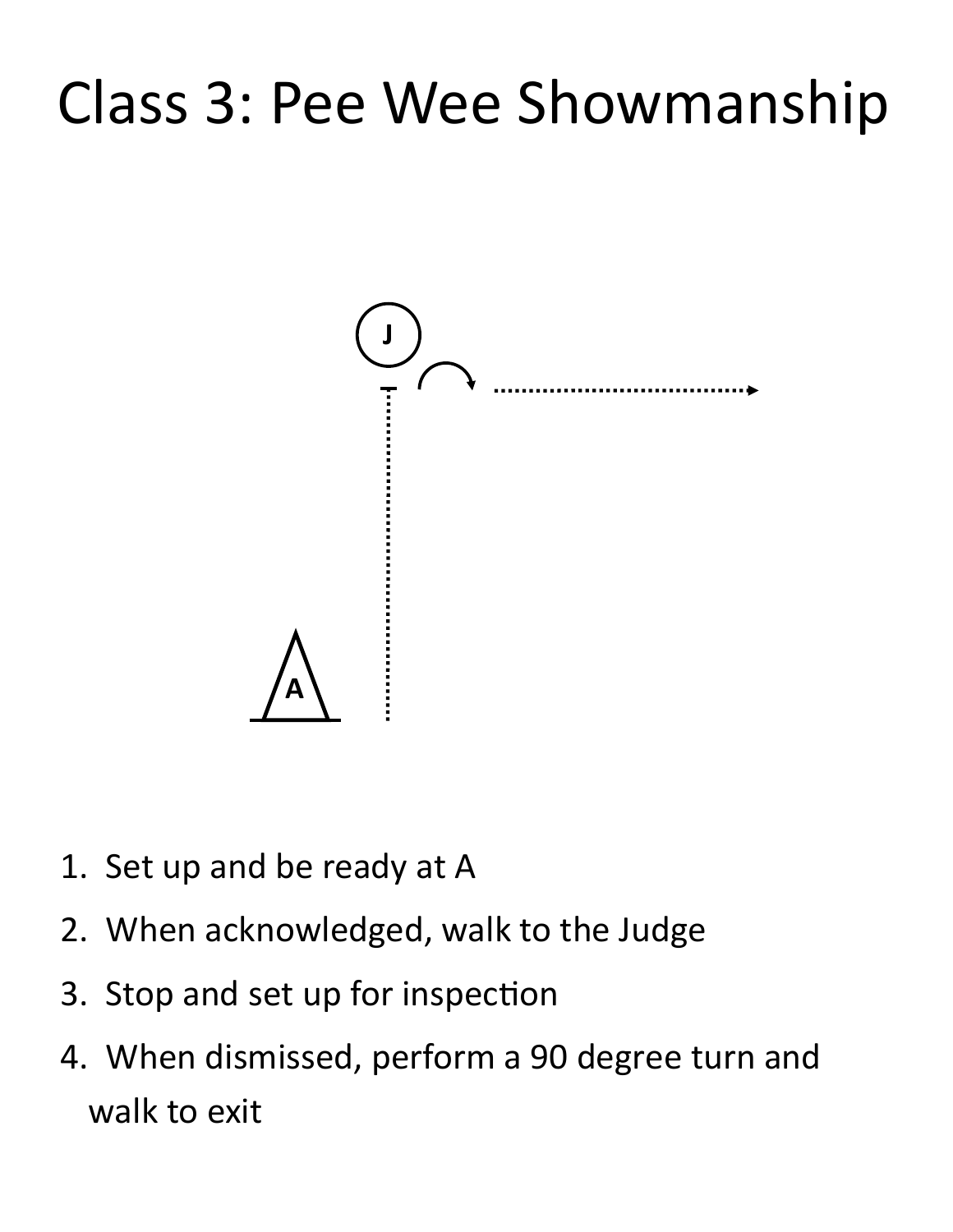# Class 3: Pee Wee Showmanship

1. Set up and be ready at A
2. When acknowledged, walk to the Judge
3. Stop and set up for inspection
4. When dismissed, perform a 90 degree turn and walk to exit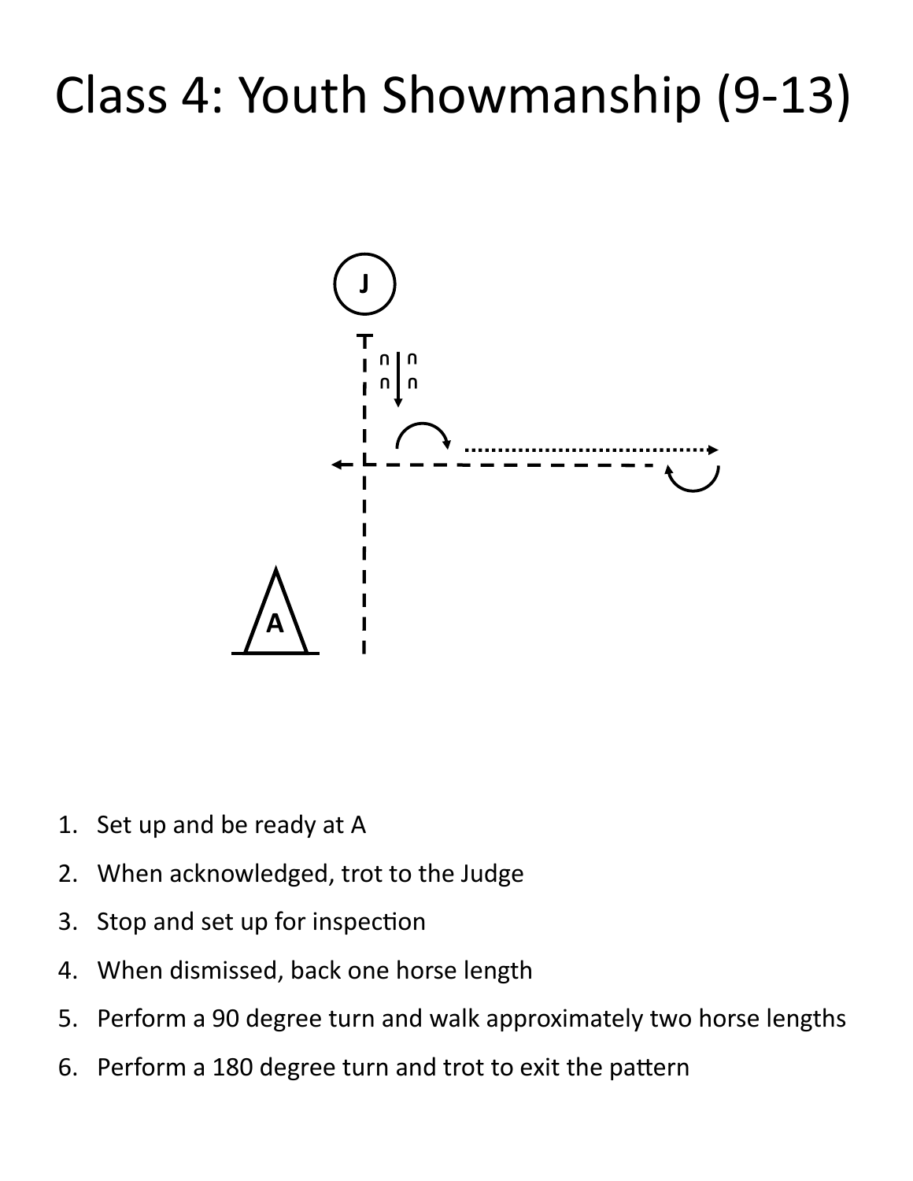# Class 4: Youth Showmanship (9-13)

1. Set up and be ready at A
2. When acknowledged, trot to the Judge
3. Stop and set up for inspection
4. When dismissed, back one horse length
5. Perform a 90 degree turn and walk approximately two horse lengths
6. Perform a 180 degree turn and trot to exit the pattern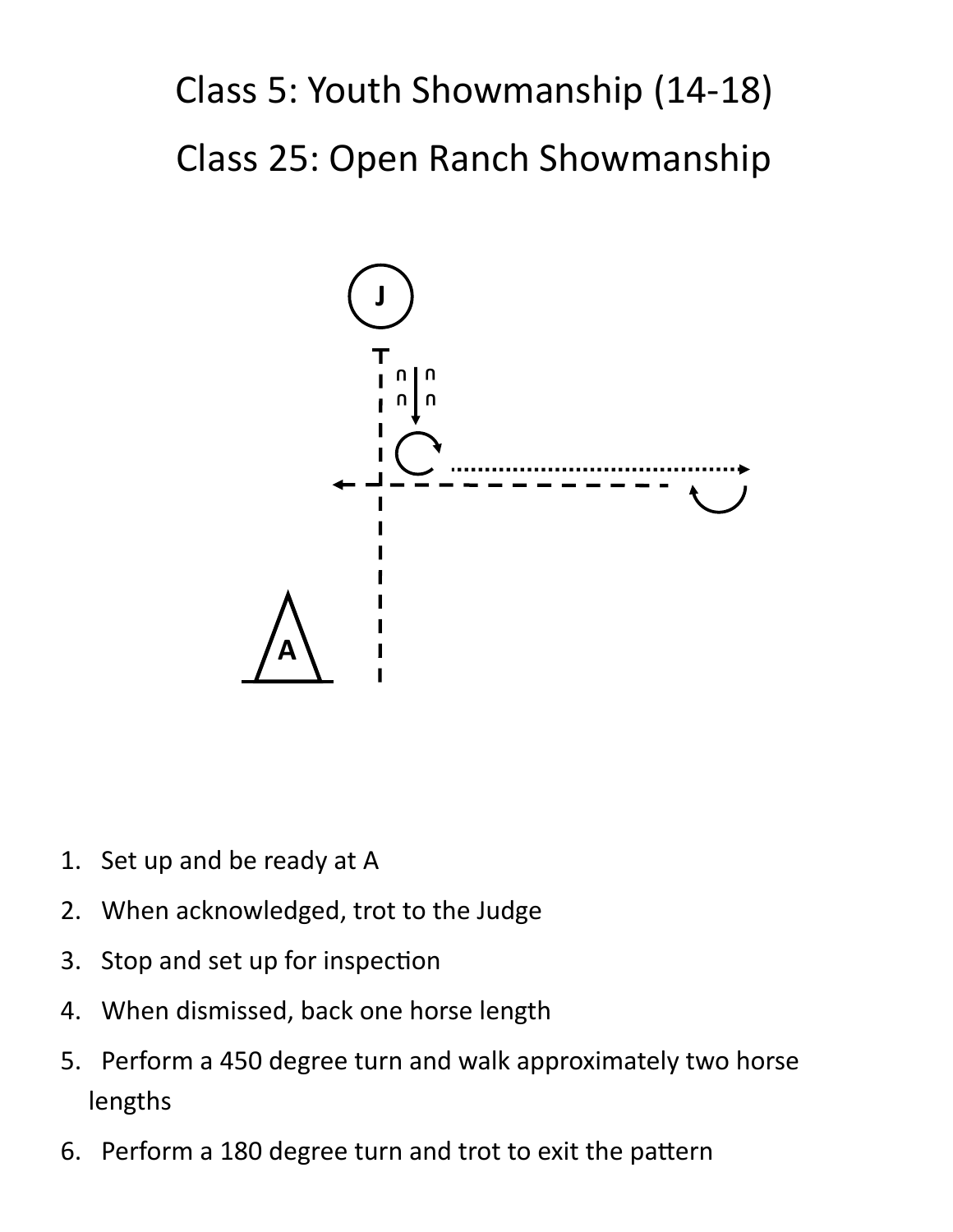# Class 5: Youth Showmanship (14-18)

# Class 25: Open Ranch Showmanship

1. Set up and be ready at A
2. When acknowledged, trot to the Judge
3. Stop and set up for inspection
4. When dismissed, back one horse length
5. Perform a 450 degree turn and walk approximately two horse lengths
6. Perform a 180 degree turn and trot to exit the pattern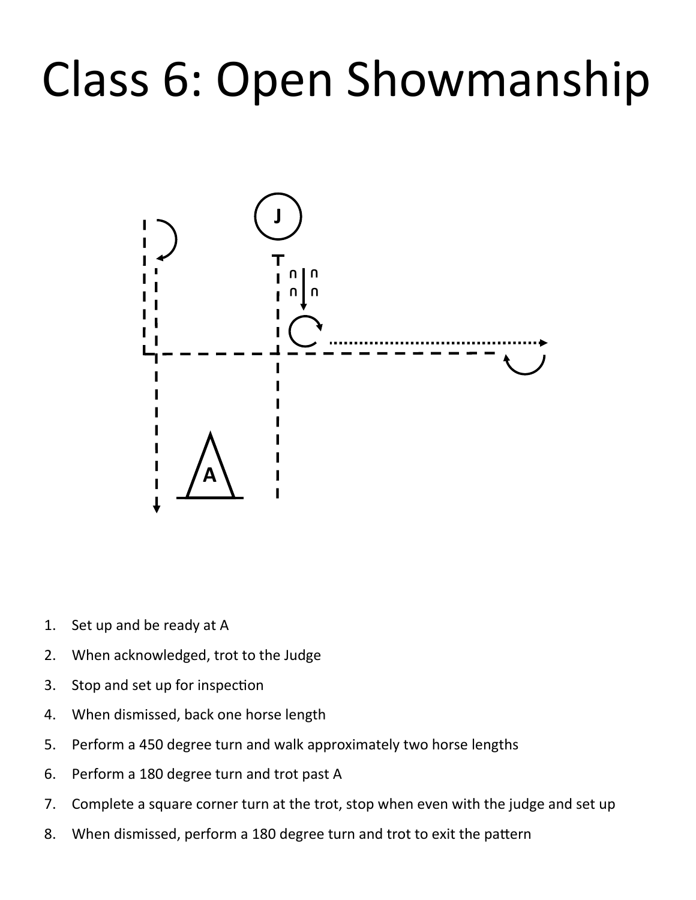# Class 6: Open Showmanship

1. Set up and be ready at A
2. When acknowledged, trot to the Judge
3. Stop and set up for inspection
4. When dismissed, back one horse length
5. Perform a 450 degree turn and walk approximately two horse lengths
6. Perform a 180 degree turn and trot past A
7. Complete a square corner turn at the trot, stop when even with the judge and set up
8. When dismissed, perform a 180 degree turn and trot to exit the pattern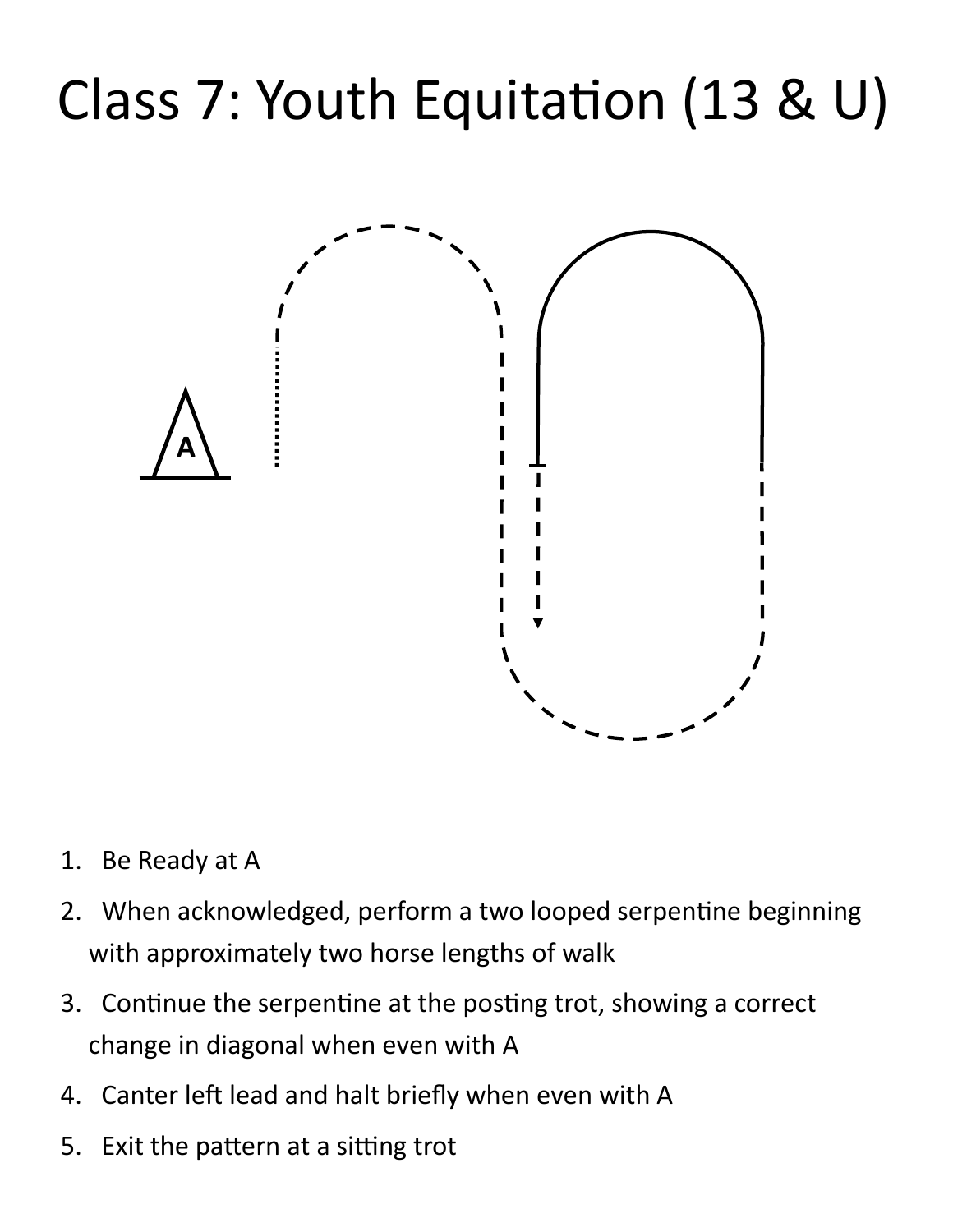# Class 7: Youth Equitation (13 & U)

1. Be Ready at A
2. When acknowledged, perform a two looped serpentine beginning with approximately two horse lengths of walk
3. Continue the serpentine at the posting trot, showing a correct change in diagonal when even with A
4. Canter left lead and halt briefly when even with A
5. Exit the pattern at a sitting trot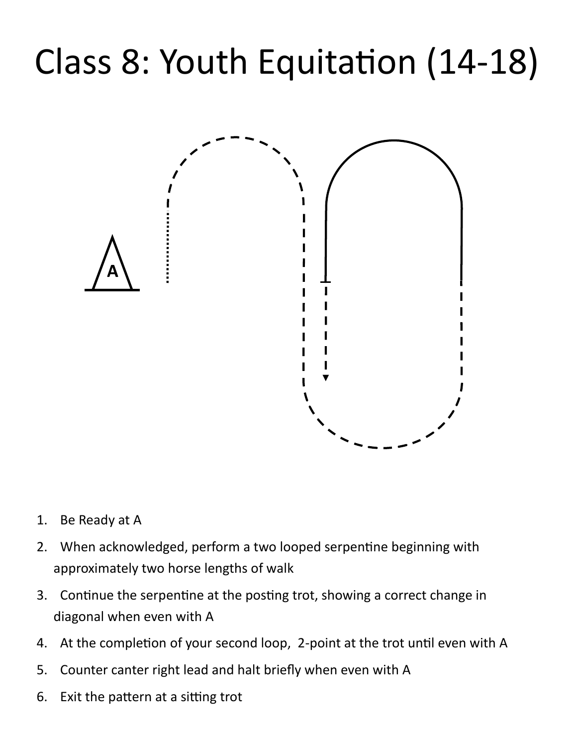# Class 8: Youth Equitation (14-18)

A

1. Be Ready at A
2. When acknowledged, perform a two looped serpentine beginning with approximately two horse lengths of walk
3. Continue the serpentine at the posting trot, showing a correct change in diagonal when even with A
4. At the completion of your second loop, 2-point at the trot until even with A
5. Counter canter right lead and halt briefly when even with A
6. Exit the pattern at a sitting trot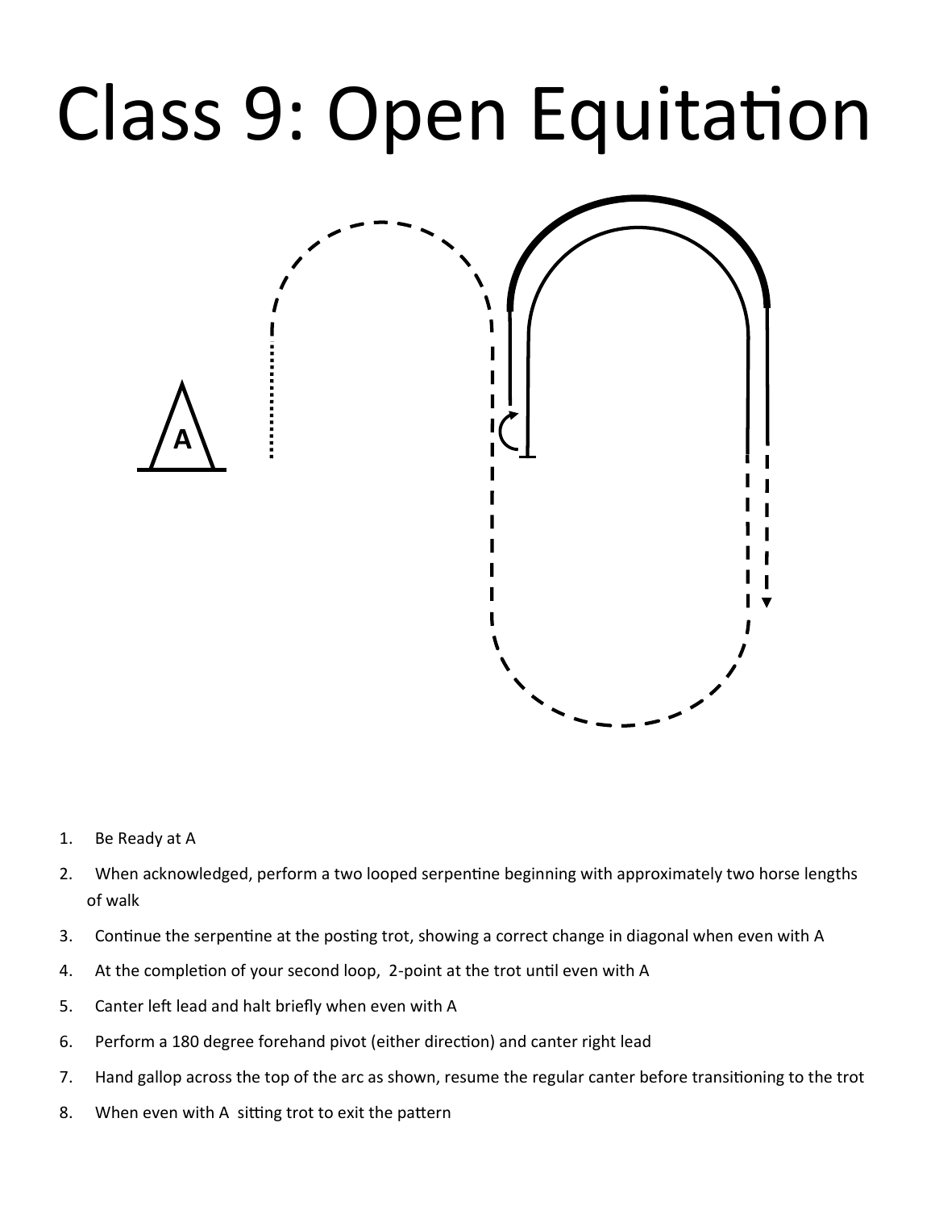# Class 9: Open Equitation

1. Be Ready at A
2. When acknowledged, perform a two looped serpentine beginning with approximately two horse lengths of walk
3. Continue the serpentine at the posting trot, showing a correct change in diagonal when even with A
4. At the completion of your second loop, 2-point at the trot until even with A
5. Canter left lead and halt briefly when even with A
6. Perform a 180 degree forehand pivot (either direction) and canter right lead
7. Hand gallop across the top of the arc as shown, resume the regular canter before transitioning to the trot
8. When even with A sitting trot to exit the pattern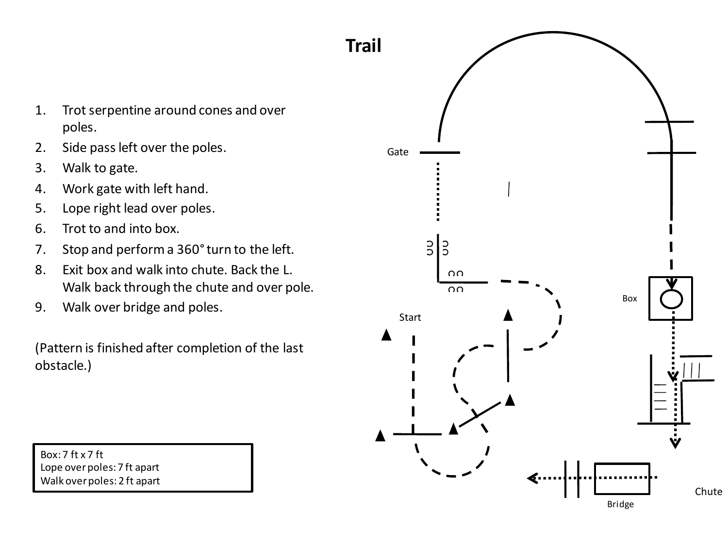# Trail

1. Trot serpentine around cones and over poles.
2. Side pass left over the poles.
3. Walk to gate.
4. Work gate with left hand.
5. Lope right lead over poles.
6. Trot to and into box.
7. Stop and perform a 360° turn to the left.
8. Exit box and walk into chute. Back the L. Walk back through the chute and over pole.
9. Walk over bridge and poles.

(Pattern is finished after completion of the last obstacle.)

Box: 7 ft x 7 ft
Lope over poles: 7 ft apart
Walk over poles: 2 ft apart

Gate

Start

Box

Chute

Bridge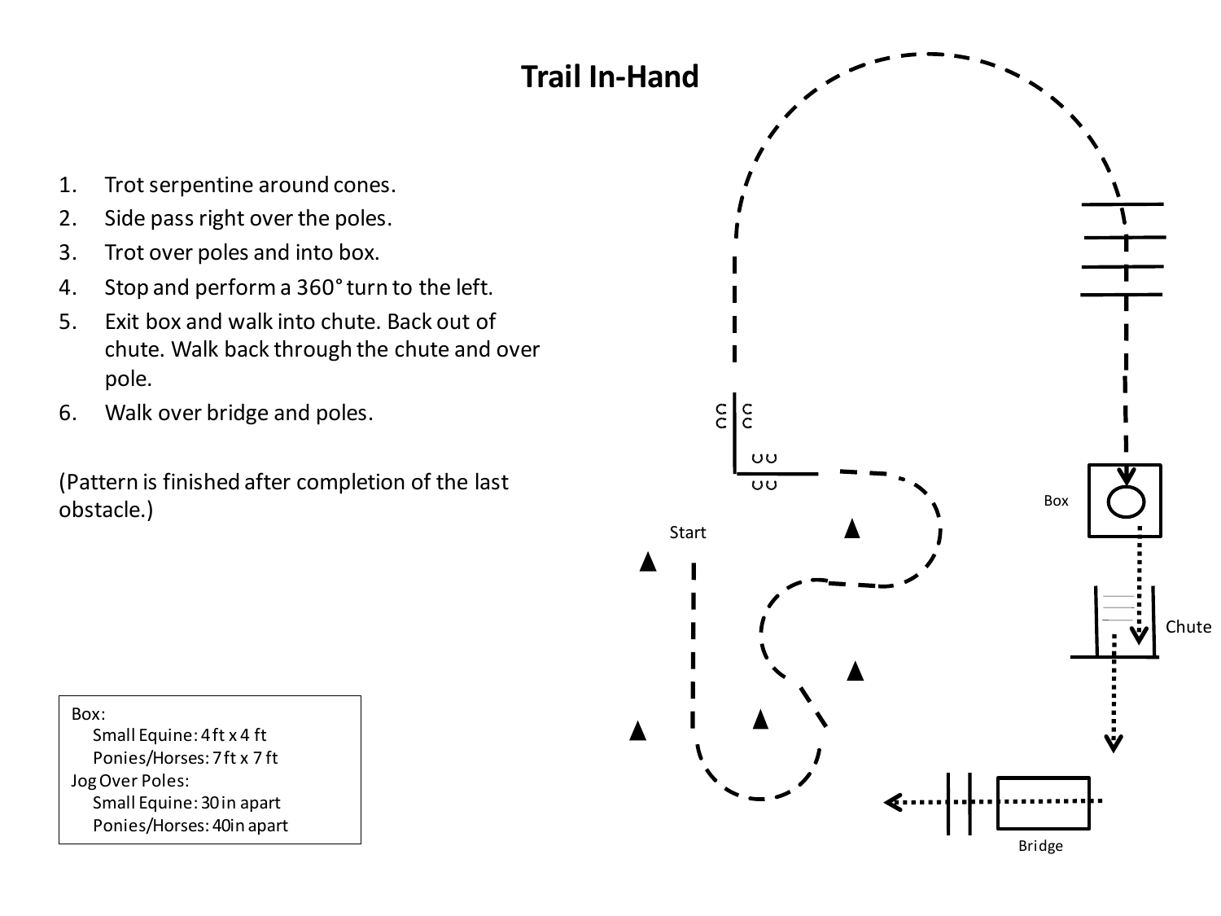# Trail In-Hand

1. Trot serpentine around cones.
2. Side pass right over the poles.
3. Trot over poles and into box.
4. Stop and perform a 360° turn to the left.
5. Exit box and walk into chute. Back out of chute. Walk back through the chute and over pole.
6. Walk over bridge and poles.

(Pattern is finished after completion of the last obstacle.)

Box:
  Small Equine: 4 ft x 4 ft
  Ponies/Horses: 7 ft x 7 ft
Jog Over Poles:
  Small Equine: 30 in apart
  Ponies/Horses: 40in apart

Start

Box

Chute

Bridge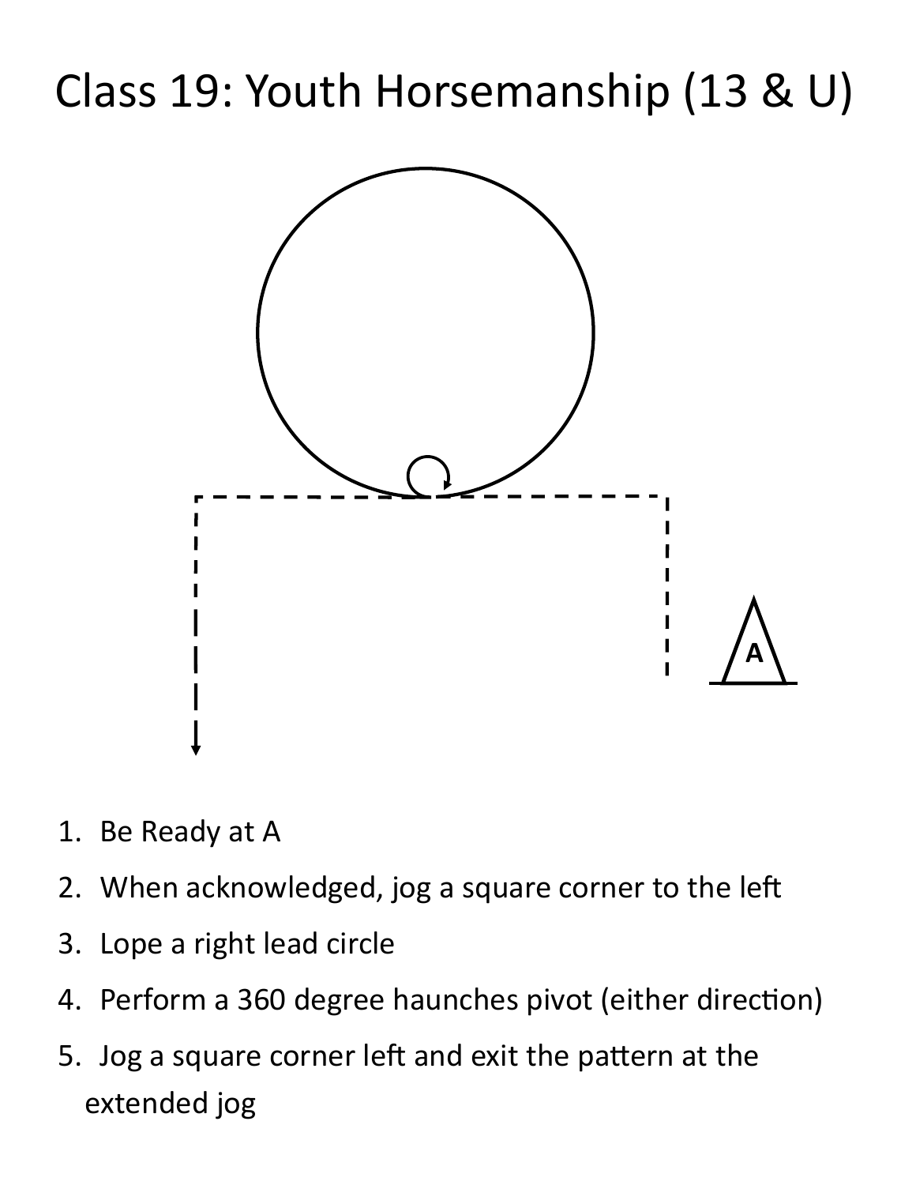# Class 19: Youth Horsemanship (13 & U)

A

1. Be Ready at A
2. When acknowledged, jog a square corner to the left
3. Lope a right lead circle
4. Perform a 360 degree haunches pivot (either direction)
5. Jog a square corner left and exit the pattern at the extended jog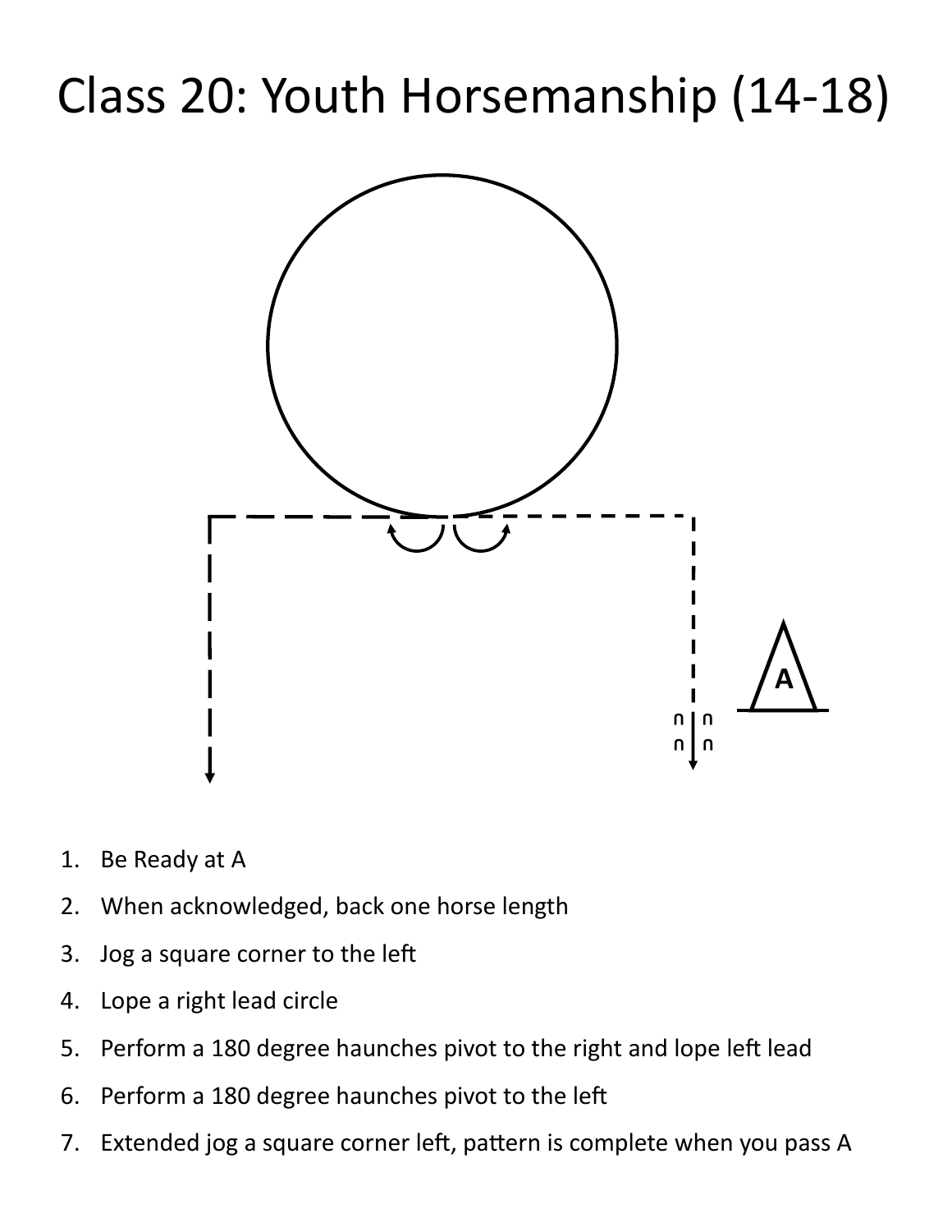# Class 20: Youth Horsemanship (14-18)

A

1. Be Ready at A
2. When acknowledged, back one horse length
3. Jog a square corner to the left
4. Lope a right lead circle
5. Perform a 180 degree haunches pivot to the right and lope left lead
6. Perform a 180 degree haunches pivot to the left
7. Extended jog a square corner left, pattern is complete when you pass A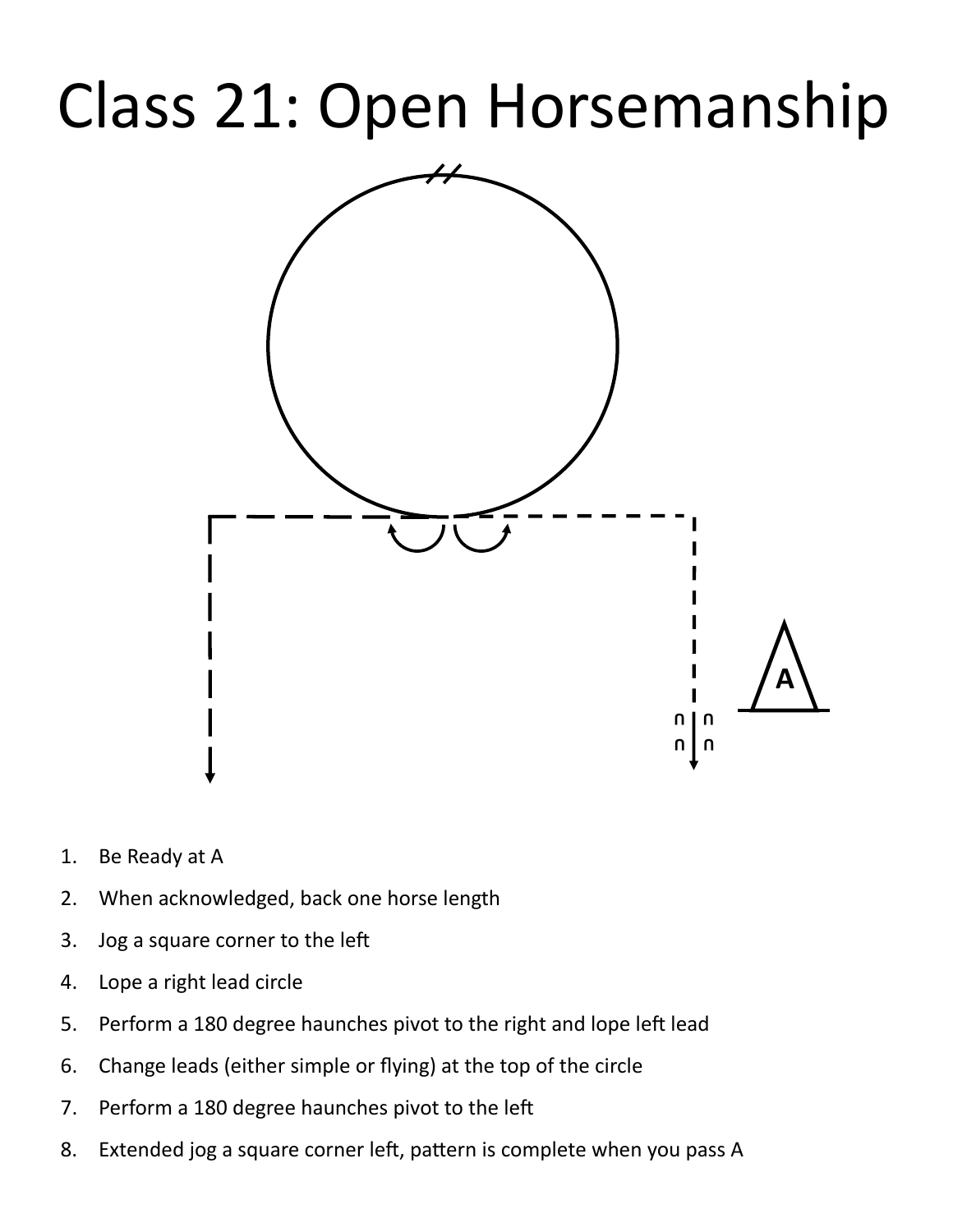# Class 21: Open Horsemanship

1. Be Ready at A
2. When acknowledged, back one horse length
3. Jog a square corner to the left
4. Lope a right lead circle
5. Perform a 180 degree haunches pivot to the right and lope left lead
6. Change leads (either simple or flying) at the top of the circle
7. Perform a 180 degree haunches pivot to the left
8. Extended jog a square corner left, pattern is complete when you pass A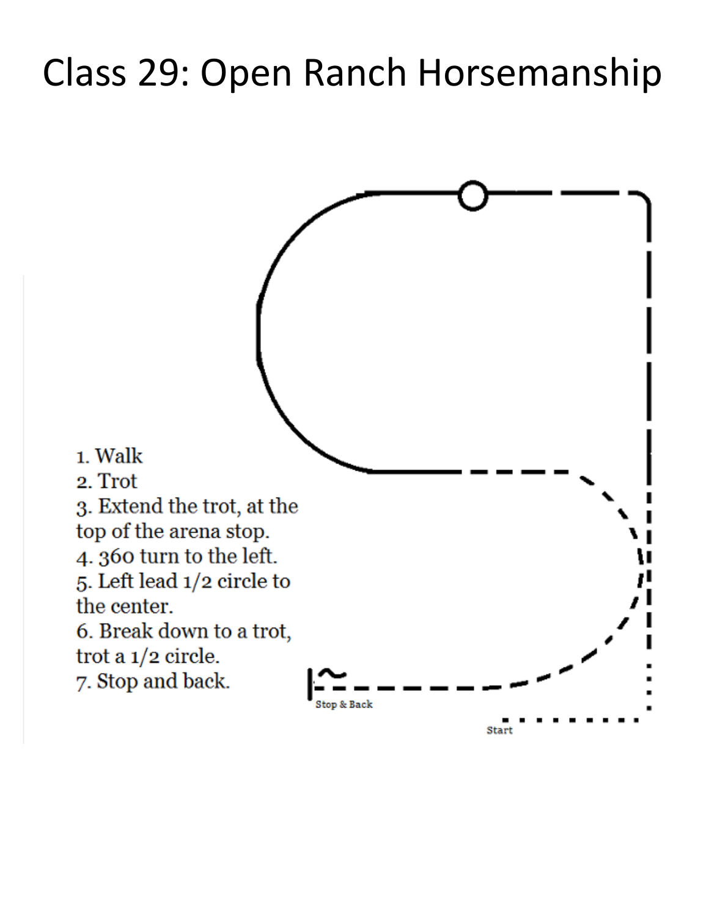# Class 29: Open Ranch Horsemanship

1. Walk
2. Trot
3. Extend the trot, at the top of the arena stop.
4. 360 turn to the left.
5. Left lead 1/2 circle to the center.
6. Break down to a trot, trot a 1/2 circle.
7. Stop and back.

Stop & Back

Start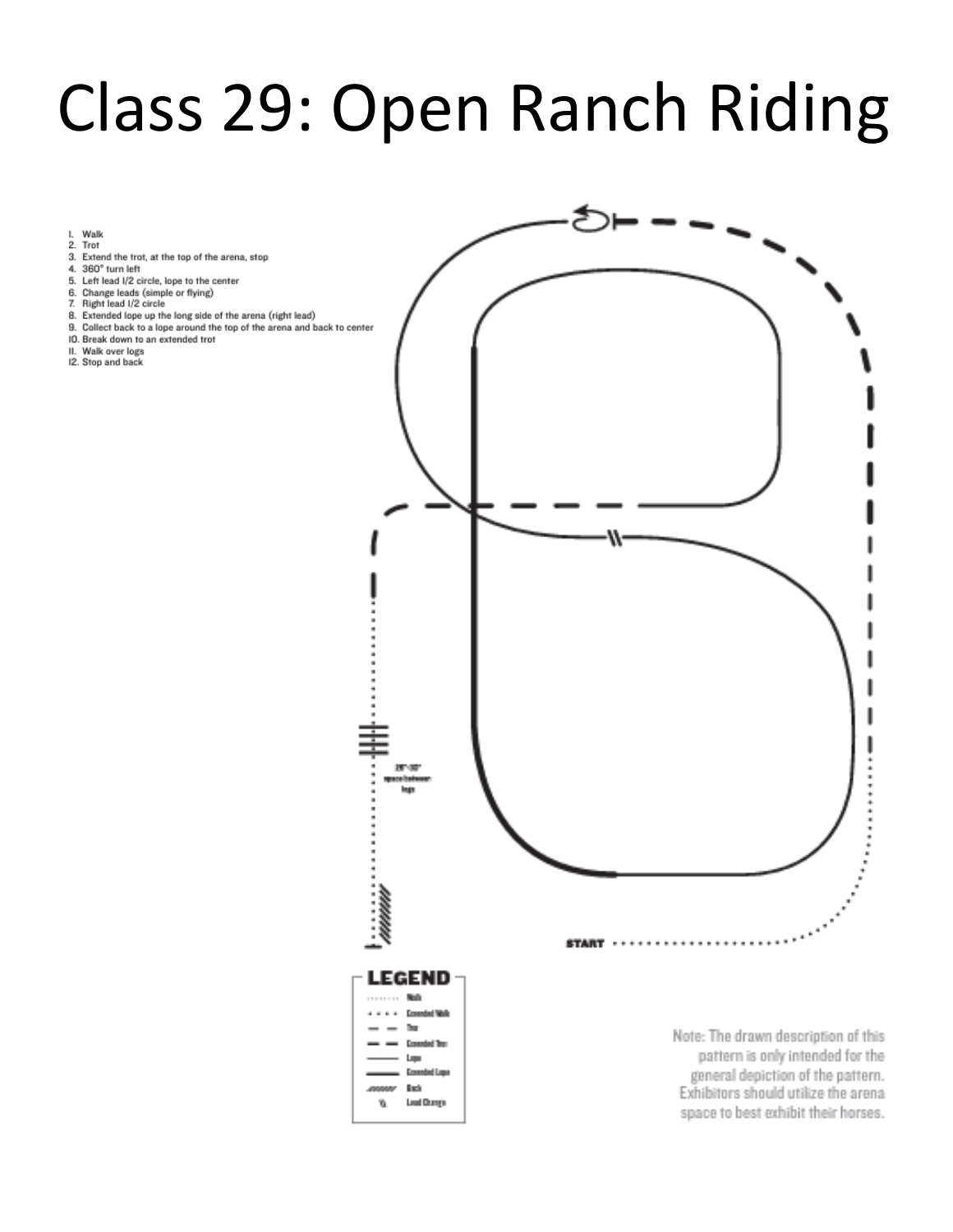# Class 29: Open Ranch Riding

1. Walk
2. Trot
3. Extend the trot, at the top of the arena, stop
4. 360° turn left
5. Left lead 1/2 circle, lope to the center
6. Change leads (simple or flying)
7. Right lead 1/2 circle
8. Extended lope up the long side of the arena (right lead)
9. Collect back to a lope around the top of the arena and back to center
10. Break down to an extended trot
11. Walk over logs
12. Stop and back

28"-30" space between logs

START

LEGEND

Walk

Extended Walk

Trot

Extended Trot

Lope

Extended Lope

Back

Lead Change

Note: The drawn description of this pattern is only intended for the general depiction of the pattern. Exhibitors should utilize the arena space to best exhibit their horses.